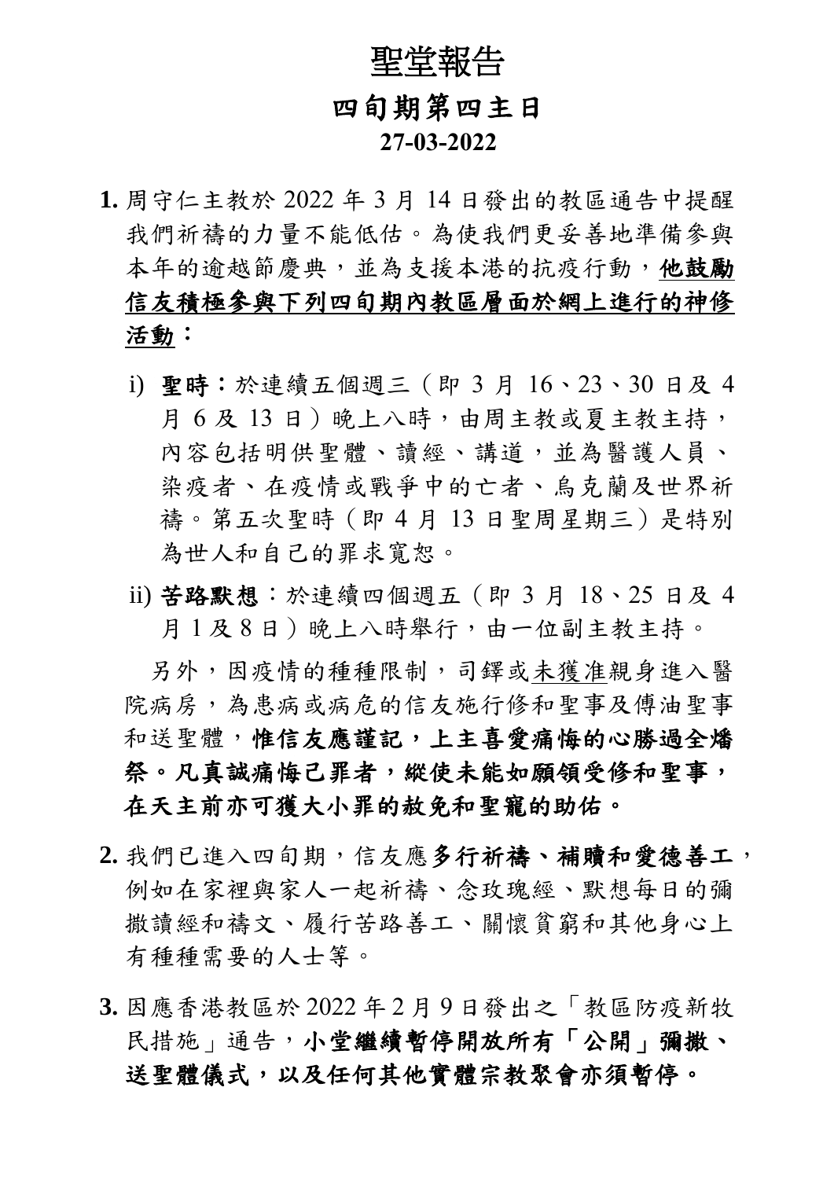# 聖堂報告

## 四旬期第四主日

**27-03-2022**

**1.** 周守仁主教於 2022 年 3 月 14 日發出的教區通告中提醒我們祈禱的力量不能低估。為使我們更妥善地準備參與本年的逾越節慶典，並為支援本港的抗疫行動，**他鼓勵信友積極參與下列四旬期內教區層面於網上進行的神修活動**：

i) **聖時**：於連續五個週三（即 3 月 16、23、30 日及 4 月 6 及 13 日）晚上八時，由周主教或夏主教主持，內容包括明供聖體、讀經、講道，並為醫護人員、染疫者、在疫情或戰爭中的亡者、烏克蘭及世界祈禱。第五次聖時（即 4 月 13 日聖周星期三）是特別為世人和自己的罪求寬恕。

ii) **苦路默想**：於連續四個週五（即 3 月 18、25 日及 4 月 1 及 8 日）晚上八時舉行，由一位副主教主持。

另外，因疫情的種種限制，司鐸或未獲准親身進入醫院病房，為患病或病危的信友施行修和聖事及傅油聖事和送聖體，**惟信友應謹記，上主喜愛痛悔的心勝過全燔祭。凡真誠痛悔己罪者，縱使未能如願領受修和聖事，在天主前亦可獲大小罪的赦免和聖寵的助佑。**

**2.** 我們已進入四旬期，信友應**多行祈禱、補贖和愛德善工**，例如在家裡與家人一起祈禱、念玫瑰經、默想每日的彌撒讀經和禱文、履行苦路善工、關懷貧窮和其他身心上有種種需要的人士等。

**3.** 因應香港教區於 2022 年 2 月 9 日發出之「教區防疫新牧民措施」通告，**小堂繼續暫停開放所有「公開」彌撒、送聖體儀式，以及任何其他實體宗教聚會亦須暫停。**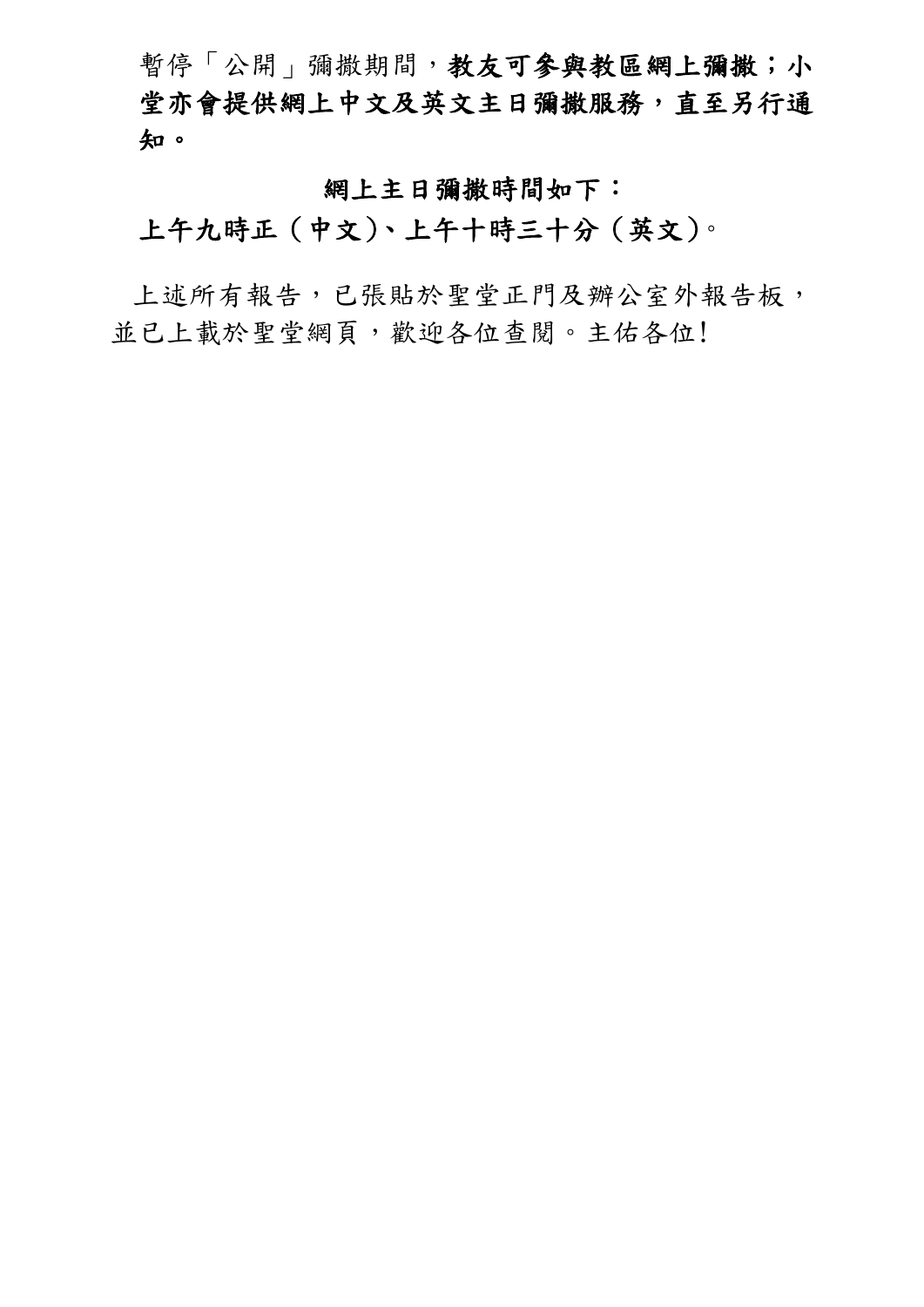暫停「公開」彌撒期間，**教友可參與教區網上彌撒；小堂亦會提供網上中文及英文主日彌撒服務，直至另行通知。**

**網上主日彌撒時間如下：**

**上午九時正（中文）、上午十時三十分（英文）**。

上述所有報告，已張貼於聖堂正門及辦公室外報告板，並已上載於聖堂網頁，歡迎各位查閱。主佑各位！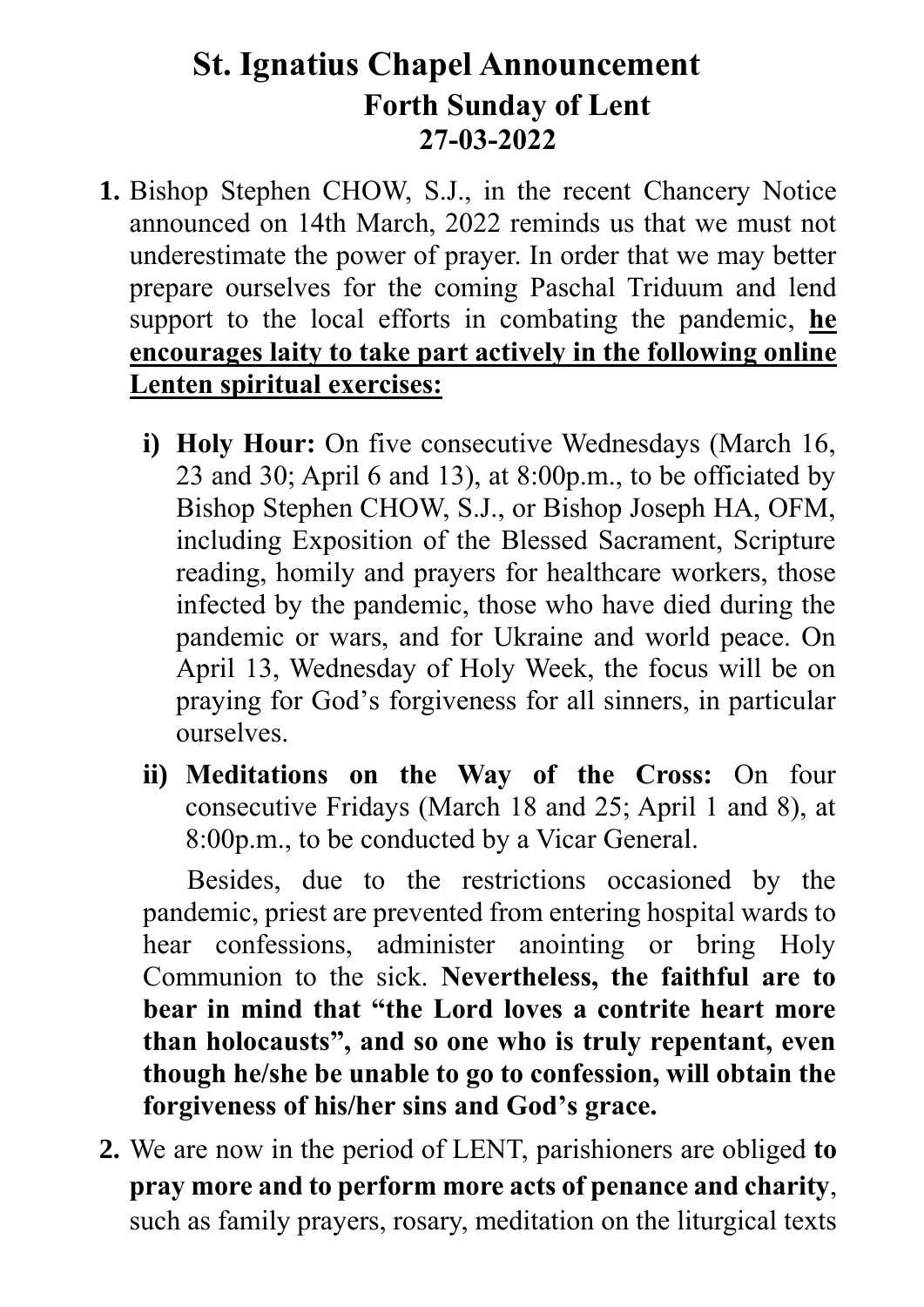# St. Ignatius Chapel Announcement

## Forth Sunday of Lent

## 27-03-2022

1. Bishop Stephen CHOW, S.J., in the recent Chancery Notice announced on 14th March, 2022 reminds us that we must not underestimate the power of prayer. In order that we may better prepare ourselves for the coming Paschal Triduum and lend support to the local efforts in combating the pandemic, **he encourages laity to take part actively in the following online Lenten spiritual exercises:**

   i) **Holy Hour:** On five consecutive Wednesdays (March 16, 23 and 30; April 6 and 13), at 8:00p.m., to be officiated by Bishop Stephen CHOW, S.J., or Bishop Joseph HA, OFM, including Exposition of the Blessed Sacrament, Scripture reading, homily and prayers for healthcare workers, those infected by the pandemic, those who have died during the pandemic or wars, and for Ukraine and world peace. On April 13, Wednesday of Holy Week, the focus will be on praying for God's forgiveness for all sinners, in particular ourselves.

   ii) **Meditations on the Way of the Cross:** On four consecutive Fridays (March 18 and 25; April 1 and 8), at 8:00p.m., to be conducted by a Vicar General.

   Besides, due to the restrictions occasioned by the pandemic, priest are prevented from entering hospital wards to hear confessions, administer anointing or bring Holy Communion to the sick. **Nevertheless, the faithful are to bear in mind that "the Lord loves a contrite heart more than holocausts", and so one who is truly repentant, even though he/she be unable to go to confession, will obtain the forgiveness of his/her sins and God's grace.**

2. We are now in the period of LENT, parishioners are obliged **to pray more and to perform more acts of penance and charity**, such as family prayers, rosary, meditation on the liturgical texts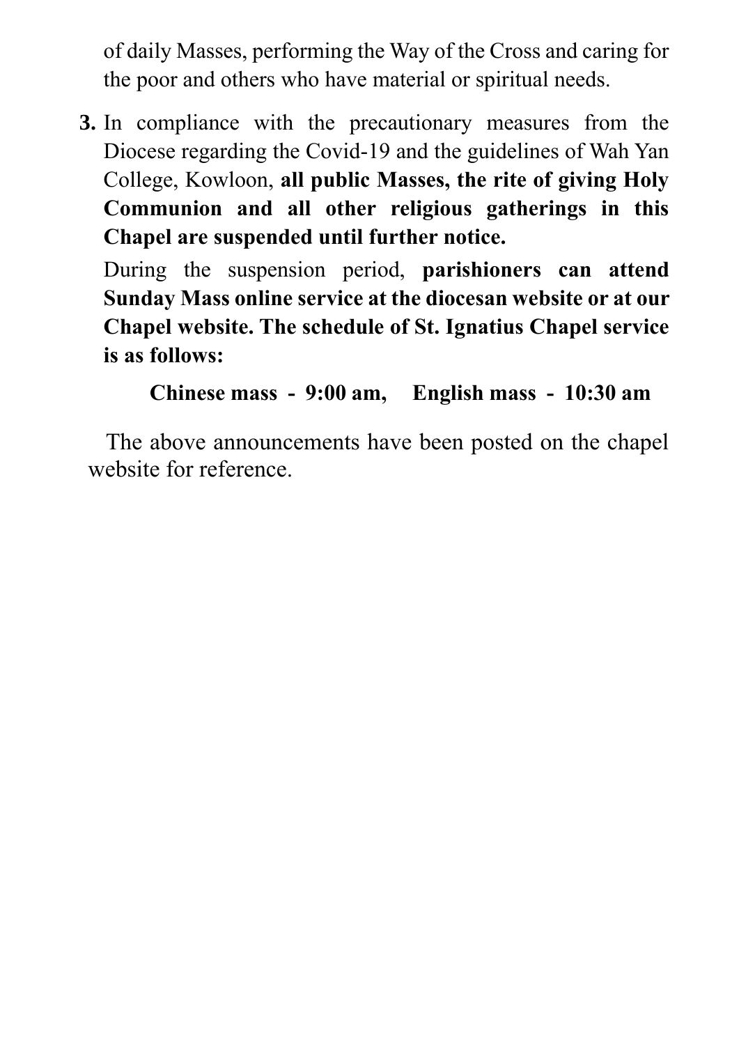of daily Masses, performing the Way of the Cross and caring for the poor and others who have material or spiritual needs.

3. In compliance with the precautionary measures from the Diocese regarding the Covid-19 and the guidelines of Wah Yan College, Kowloon, **all public Masses, the rite of giving Holy Communion and all other religious gatherings in this Chapel are suspended until further notice.**

   During the suspension period, **parishioners can attend Sunday Mass online service at the diocesan website or at our Chapel website. The schedule of St. Ignatius Chapel service is as follows:**

   **Chinese mass - 9:00 am, English mass - 10:30 am**

The above announcements have been posted on the chapel website for reference.